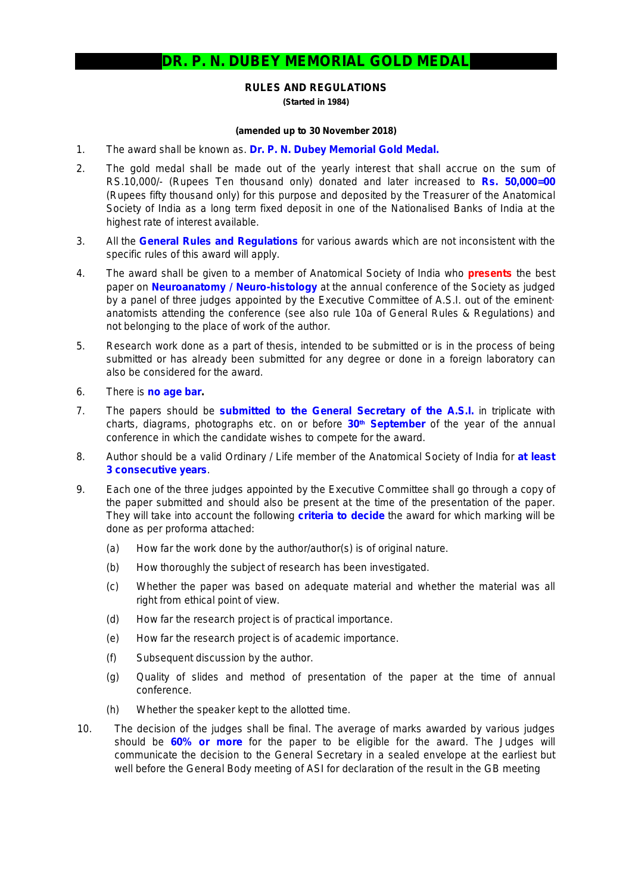# DR. P. N. DUBEY MEMORIAL GOLD MEDAL

## RULES AND REGULATIONS

**(Started in 1984)**

**(amended up to 30 November 2018)**

1. The award shall be known as. **Dr. P. N. Dubey Memorial Gold Medal.**

2. The gold medal shall be made out of the yearly interest that shall accrue on the sum of RS.10,000/- (Rupees Ten thousand only) donated and later increased to **Rs. 50,000=00** (Rupees fifty thousand only) for this purpose and deposited by the Treasurer of the Anatomical Society of India as a long term fixed deposit in one of the Nationalised Banks of India at the highest rate of interest available.

3. All the **General Rules and Regulations** for various awards which are not inconsistent with the specific rules of this award will apply.

4. The award shall be given to a member of Anatomical Society of India who **presents** the best paper on **Neuroanatomy / Neuro-histology** at the annual conference of the Society as judged by a panel of three judges appointed by the Executive Committee of A.S.I. out of the eminent anatomists attending the conference (see also rule 10a of General Rules & Regulations) and not belonging to the place of work of the author.

5. Research work done as a part of thesis, intended to be submitted or is in the process of being submitted or has already been submitted for any degree or done in a foreign laboratory can also be considered for the award.

6. There is **no age bar.**

7. The papers should be **submitted to the General Secretary of the A.S.I.** in triplicate with charts, diagrams, photographs etc. on or before **30th September** of the year of the annual conference in which the candidate wishes to compete for the award.

8. Author should be a valid Ordinary / Life member of the Anatomical Society of India for **at least 3 consecutive years**.

9. Each one of the three judges appointed by the Executive Committee shall go through a copy of the paper submitted and should also be present at the time of the presentation of the paper. They will take into account the following **criteria to decide** the award for which marking will be done as per proforma attached:

   (a) How far the work done by the author/author(s) is of original nature.

   (b) How thoroughly the subject of research has been investigated.

   (c) Whether the paper was based on adequate material and whether the material was all right from ethical point of view.

   (d) How far the research project is of practical importance.

   (e) How far the research project is of academic importance.

   (f) Subsequent discussion by the author.

   (g) Quality of slides and method of presentation of the paper at the time of annual conference.

   (h) Whether the speaker kept to the allotted time.

10. The decision of the judges shall be final. The average of marks awarded by various judges should be **60% or more** for the paper to be eligible for the award. The Judges will communicate the decision to the General Secretary in a sealed envelope at the earliest but well before the General Body meeting of ASI for declaration of the result in the GB meeting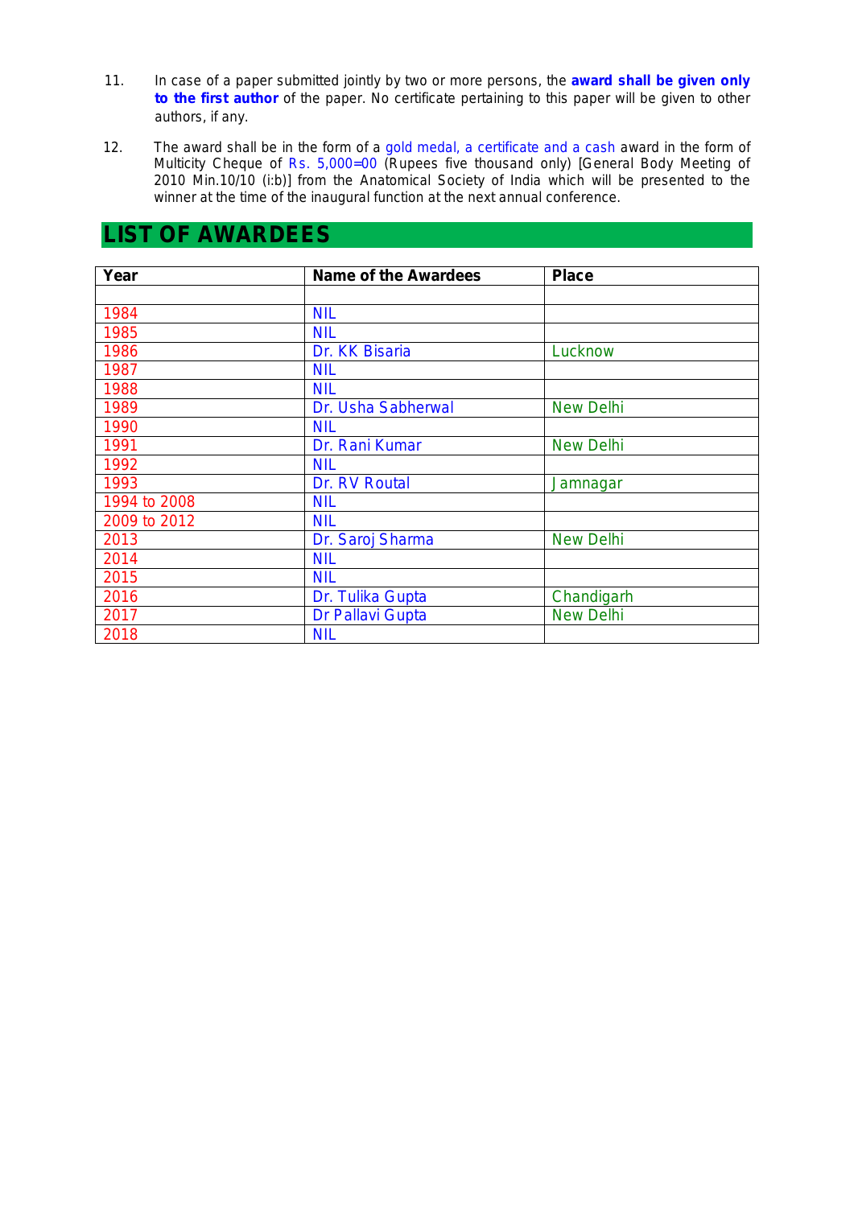11. In case of a paper submitted jointly by two or more persons, the **award shall be given only to the first author** of the paper. No certificate pertaining to this paper will be given to other authors, if any.

12. The award shall be in the form of a gold medal, a certificate and a cash award in the form of Multicity Cheque of Rs. 5,000=00 (Rupees five thousand only) [General Body Meeting of 2010 Min.10/10 (i:b)] from the Anatomical Society of India which will be presented to the winner at the time of the inaugural function at the next annual conference.

## LIST OF AWARDEES

| Year | Name of the Awardees | Place |
|---|---|---|
| | | |
| 1984 | NIL | |
| 1985 | NIL | |
| 1986 | Dr. KK Bisaria | Lucknow |
| 1987 | NIL | |
| 1988 | NIL | |
| 1989 | Dr. Usha Sabherwal | New Delhi |
| 1990 | NIL | |
| 1991 | Dr. Rani Kumar | New Delhi |
| 1992 | NIL | |
| 1993 | Dr. RV Routal | Jamnagar |
| 1994 to 2008 | NIL | |
| 2009 to 2012 | NIL | |
| 2013 | Dr. Saroj Sharma | New Delhi |
| 2014 | NIL | |
| 2015 | NIL | |
| 2016 | Dr. Tulika Gupta | Chandigarh |
| 2017 | Dr Pallavi Gupta | New Delhi |
| 2018 | NIL | |